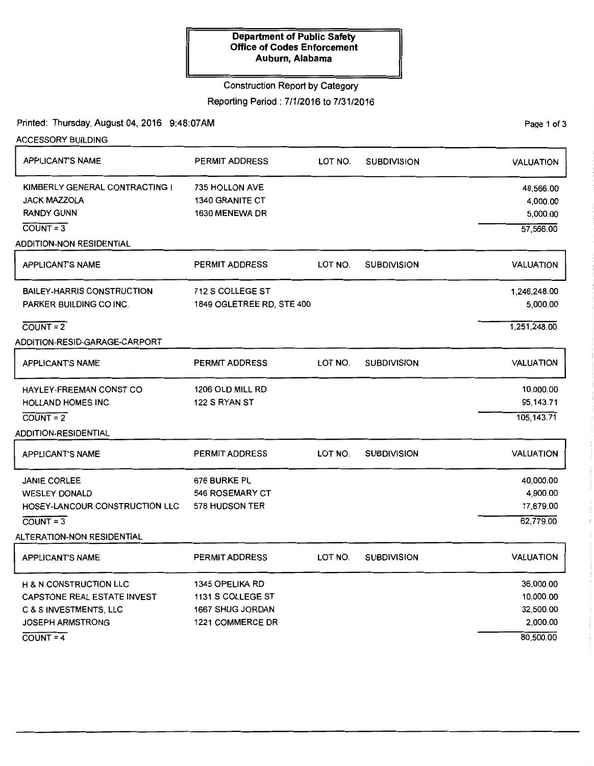**Department of Public Safety**
**Office of Codes Enforcement**
**Auburn, Alabama**

Construction Report by Category

Reporting Period : 7/1/2016 to 7/31/2016

Printed: Thursday, August 04, 2016 9:48:07AM

## ACCESSORY BUILDING

| APPLICANT'S NAME | PERMIT ADDRESS | LOT NO. | SUBDIVISION | VALUATION |
|---|---|---|---|---|
| KIMBERLY GENERAL CONTRACTING I | 735 HOLLON AVE | | | 48,566.00 |
| JACK MAZZOLA | 1340 GRANITE CT | | | 4,000.00 |
| RANDY GUNN | 1630 MENEWA DR | | | 5,000.00 |
| COUNT = 3 | | | | 57,566.00 |

## ADDITION-NON RESIDENTIAL

| APPLICANT'S NAME | PERMIT ADDRESS | LOT NO. | SUBDIVISION | VALUATION |
|---|---|---|---|---|
| BAILEY-HARRIS CONSTRUCTION | 712 S COLLEGE ST | | | 1,246,248.00 |
| PARKER BUILDING CO INC. | 1849 OGLETREE RD, STE 400 | | | 5,000.00 |
| COUNT = 2 | | | | 1,251,248.00 |

## ADDITION-RESID-GARAGE-CARPORT

| APPLICANT'S NAME | PERMIT ADDRESS | LOT NO. | SUBDIVISION | VALUATION |
|---|---|---|---|---|
| HAYLEY-FREEMAN CONST CO | 1206 OLD MILL RD | | | 10,000.00 |
| HOLLAND HOMES INC. | 122 S RYAN ST | | | 95,143.71 |
| COUNT = 2 | | | | 105,143.71 |

## ADDITION-RESIDENTIAL

| APPLICANT'S NAME | PERMIT ADDRESS | LOT NO. | SUBDIVISION | VALUATION |
|---|---|---|---|---|
| JANIE CORLEE | 676 BURKE PL | | | 40,000.00 |
| WESLEY DONALD | 546 ROSEMARY CT | | | 4,900.00 |
| HOSEY-LANCOUR CONSTRUCTION LLC | 578 HUDSON TER | | | 17,879.00 |
| COUNT = 3 | | | | 62,779.00 |

## ALTERATION-NON RESIDENTIAL

| APPLICANT'S NAME | PERMIT ADDRESS | LOT NO. | SUBDIVISION | VALUATION |
|---|---|---|---|---|
| H & N CONSTRUCTION LLC | 1345 OPELIKA RD | | | 36,000.00 |
| CAPSTONE REAL ESTATE INVEST | 1131 S COLLEGE ST | | | 10,000.00 |
| C & S INVESTMENTS, LLC | 1667 SHUG JORDAN | | | 32,500.00 |
| JOSEPH ARMSTRONG | 1221 COMMERCE DR | | | 2,000.00 |
| COUNT = 4 | | | | 80,500.00 |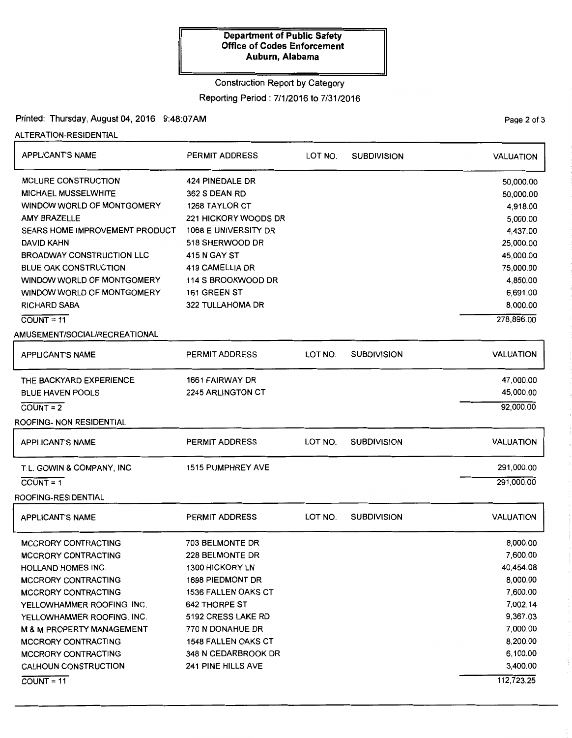**Department of Public Safety**
**Office of Codes Enforcement**
**Auburn, Alabama**

Construction Report by Category

Reporting Period : 7/1/2016 to 7/31/2016

Printed: Thursday, August 04, 2016 9:48:07AM

## ALTERATION-RESIDENTIAL

| APPLICANT'S NAME | PERMIT ADDRESS | LOT NO. | SUBDIVISION | VALUATION |
|---|---|---|---|---|
| MCLURE CONSTRUCTION | 424 PINEDALE DR | | | 50,000.00 |
| MICHAEL MUSSELWHITE | 362 S DEAN RD | | | 50,000.00 |
| WINDOW WORLD OF MONTGOMERY | 1268 TAYLOR CT | | | 4,918.00 |
| AMY BRAZELLE | 221 HICKORY WOODS DR | | | 5,000.00 |
| SEARS HOME IMPROVEMENT PRODUCT | 1068 E UNIVERSITY DR | | | 4,437.00 |
| DAVID KAHN | 518 SHERWOOD DR | | | 25,000.00 |
| BROADWAY CONSTRUCTION LLC | 415 N GAY ST | | | 45,000.00 |
| BLUE OAK CONSTRUCTION | 419 CAMELLIA DR | | | 75,000.00 |
| WINDOW WORLD OF MONTGOMERY | 114 S BROOKWOOD DR | | | 4,850.00 |
| WINDOW WORLD OF MONTGOMERY | 161 GREEN ST | | | 6,691.00 |
| RICHARD SABA | 322 TULLAHOMA DR | | | 8,000.00 |
| COUNT = 11 | | | | 278,896.00 |

## AMUSEMENT/SOCIAL/RECREATIONAL

| APPLICANT'S NAME | PERMIT ADDRESS | LOT NO. | SUBDIVISION | VALUATION |
|---|---|---|---|---|
| THE BACKYARD EXPERIENCE | 1661 FAIRWAY DR | | | 47,000.00 |
| BLUE HAVEN POOLS | 2245 ARLINGTON CT | | | 45,000.00 |
| COUNT = 2 | | | | 92,000.00 |

## ROOFING- NON RESIDENTIAL

| APPLICANT'S NAME | PERMIT ADDRESS | LOT NO. | SUBDIVISION | VALUATION |
|---|---|---|---|---|
| T.L. GOWIN & COMPANY, INC | 1515 PUMPHREY AVE | | | 291,000.00 |
| COUNT = 1 | | | | 291,000.00 |

## ROOFING-RESIDENTIAL

| APPLICANT'S NAME | PERMIT ADDRESS | LOT NO. | SUBDIVISION | VALUATION |
|---|---|---|---|---|
| MCCRORY CONTRACTING | 703 BELMONTE DR | | | 8,000.00 |
| MCCRORY CONTRACTING | 228 BELMONTE DR | | | 7,600.00 |
| HOLLAND HOMES INC. | 1300 HICKORY LN | | | 40,454.08 |
| MCCRORY CONTRACTING | 1698 PIEDMONT DR | | | 8,000.00 |
| MCCRORY CONTRACTING | 1536 FALLEN OAKS CT | | | 7,600.00 |
| YELLOWHAMMER ROOFING, INC. | 642 THORPE ST | | | 7,002.14 |
| YELLOWHAMMER ROOFING, INC. | 5192 CRESS LAKE RD | | | 9,367.03 |
| M & M PROPERTY MANAGEMENT | 770 N DONAHUE DR | | | 7,000.00 |
| MCCRORY CONTRACTING | 1548 FALLEN OAKS CT | | | 8,200.00 |
| MCCRORY CONTRACTING | 348 N CEDARBROOK DR | | | 6,100.00 |
| CALHOUN CONSTRUCTION | 241 PINE HILLS AVE | | | 3,400.00 |
| COUNT = 11 | | | | 112,723.25 |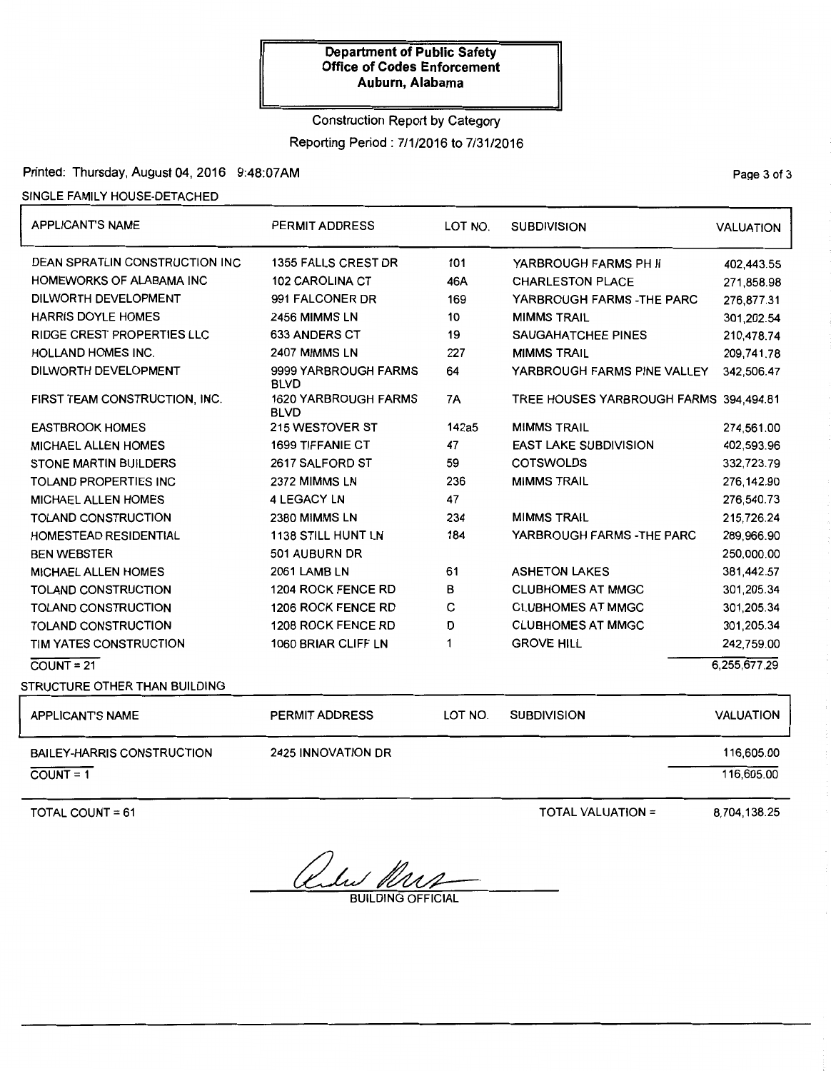**Department of Public Safety**
**Office of Codes Enforcement**
**Auburn, Alabama**

Construction Report by Category

Reporting Period : 7/1/2016 to 7/31/2016

Printed: Thursday, August 04, 2016 9:48:07AM

SINGLE FAMILY HOUSE-DETACHED

| APPLICANT'S NAME | PERMIT ADDRESS | LOT NO. | SUBDIVISION | VALUATION |
|---|---|---|---|---|
| DEAN SPRATLIN CONSTRUCTION INC | 1355 FALLS CREST DR | 101 | YARBROUGH FARMS PH II | 402,443.55 |
| HOMEWORKS OF ALABAMA INC | 102 CAROLINA CT | 46A | CHARLESTON PLACE | 271,858.98 |
| DILWORTH DEVELOPMENT | 991 FALCONER DR | 169 | YARBROUGH FARMS -THE PARC | 276,877.31 |
| HARRIS DOYLE HOMES | 2456 MIMMS LN | 10 | MIMMS TRAIL | 301,202.54 |
| RIDGE CREST PROPERTIES LLC | 633 ANDERS CT | 19 | SAUGAHATCHEE PINES | 210,478.74 |
| HOLLAND HOMES INC. | 2407 MIMMS LN | 227 | MIMMS TRAIL | 209,741.78 |
| DILWORTH DEVELOPMENT | 9999 YARBROUGH FARMS BLVD | 64 | YARBROUGH FARMS PINE VALLEY | 342,506.47 |
| FIRST TEAM CONSTRUCTION, INC. | 1620 YARBROUGH FARMS BLVD | 7A | TREE HOUSES YARBROUGH FARMS | 394,494.81 |
| EASTBROOK HOMES | 215 WESTOVER ST | 142a5 | MIMMS TRAIL | 274,561.00 |
| MICHAEL ALLEN HOMES | 1699 TIFFANIE CT | 47 | EAST LAKE SUBDIVISION | 402,593.96 |
| STONE MARTIN BUILDERS | 2617 SALFORD ST | 59 | COTSWOLDS | 332,723.79 |
| TOLAND PROPERTIES INC | 2372 MIMMS LN | 236 | MIMMS TRAIL | 276,142.90 |
| MICHAEL ALLEN HOMES | 4 LEGACY LN | 47 | | 276,540.73 |
| TOLAND CONSTRUCTION | 2380 MIMMS LN | 234 | MIMMS TRAIL | 215,726.24 |
| HOMESTEAD RESIDENTIAL | 1138 STILL HUNT LN | 184 | YARBROUGH FARMS -THE PARC | 289,966.90 |
| BEN WEBSTER | 501 AUBURN DR | | | 250,000.00 |
| MICHAEL ALLEN HOMES | 2061 LAMB LN | 61 | ASHETON LAKES | 381,442.57 |
| TOLAND CONSTRUCTION | 1204 ROCK FENCE RD | B | CLUBHOMES AT MMGC | 301,205.34 |
| TOLAND CONSTRUCTION | 1206 ROCK FENCE RD | C | CLUBHOMES AT MMGC | 301,205.34 |
| TOLAND CONSTRUCTION | 1208 ROCK FENCE RD | D | CLUBHOMES AT MMGC | 301,205.34 |
| TIM YATES CONSTRUCTION | 1060 BRIAR CLIFF LN | 1 | GROVE HILL | 242,759.00 |
| COUNT = 21 | | | | 6,255,677.29 |

STRUCTURE OTHER THAN BUILDING

| APPLICANT'S NAME | PERMIT ADDRESS | LOT NO. | SUBDIVISION | VALUATION |
|---|---|---|---|---|
| BAILEY-HARRIS CONSTRUCTION | 2425 INNOVATION DR | | | 116,605.00 |
| COUNT = 1 | | | | 116,605.00 |

TOTAL COUNT = 61 TOTAL VALUATION = 8,704,138.25

BUILDING OFFICIAL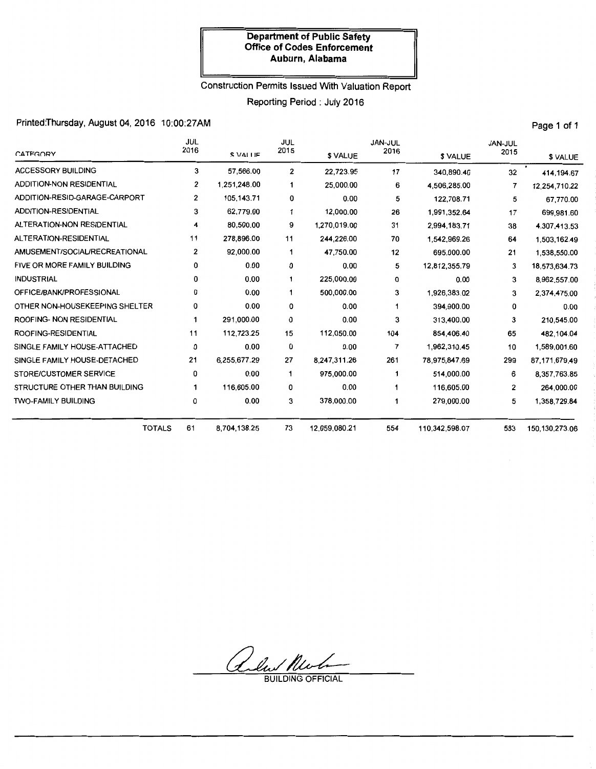**Department of Public Safety**
**Office of Codes Enforcement**
**Auburn, Alabama**

Construction Permits Issued With Valuation Report

Reporting Period : July 2016

Printed:Thursday, August 04, 2016 10:00:27AM

| CATEGORY | JUL 2016 | $ VALUE | JUL 2015 | $ VALUE | JAN-JUL 2016 | $ VALUE | JAN-JUL 2015 | $ VALUE |
|---|---|---|---|---|---|---|---|---|
| ACCESSORY BUILDING | 3 | 57,566.00 | 2 | 22,723.95 | 17 | 340,890.40 | 32 | 414,194.67 |
| ADDITION-NON RESIDENTIAL | 2 | 1,251,248.00 | 1 | 25,000.00 | 6 | 4,506,285.00 | 7 | 12,254,710.22 |
| ADDITION-RESID-GARAGE-CARPORT | 2 | 105,143.71 | 0 | 0.00 | 5 | 122,708.71 | 5 | 67,770.00 |
| ADDITION-RESIDENTIAL | 3 | 62,779.00 | 1 | 12,000.00 | 26 | 1,991,352.64 | 17 | 699,981.60 |
| ALTERATION-NON RESIDENTIAL | 4 | 80,500.00 | 9 | 1,270,019.00 | 31 | 2,994,183.71 | 38 | 4,307,413.53 |
| ALTERATION-RESIDENTIAL | 11 | 278,896.00 | 11 | 244,226.00 | 70 | 1,542,969.26 | 64 | 1,503,162.49 |
| AMUSEMENT/SOCIAL/RECREATIONAL | 2 | 92,000.00 | 1 | 47,750.00 | 12 | 695,000.00 | 21 | 1,538,550.00 |
| FIVE OR MORE FAMILY BUILDING | 0 | 0.00 | 0 | 0.00 | 5 | 12,812,355.79 | 3 | 18,573,634.73 |
| INDUSTRIAL | 0 | 0.00 | 1 | 225,000.00 | 0 | 0.00 | 3 | 8,962,557.00 |
| OFFICE/BANK/PROFESSIONAL | 0 | 0.00 | 1 | 500,000.00 | 3 | 1,926,383.02 | 3 | 2,374,475.00 |
| OTHER NON-HOUSEKEEPING SHELTER | 0 | 0.00 | 0 | 0.00 | 1 | 394,900.00 | 0 | 0.00 |
| ROOFING- NON RESIDENTIAL | 1 | 291,000.00 | 0 | 0.00 | 3 | 313,400.00 | 3 | 210,545.00 |
| ROOFING-RESIDENTIAL | 11 | 112,723.25 | 15 | 112,050.00 | 104 | 854,406.40 | 65 | 482,104.04 |
| SINGLE FAMILY HOUSE-ATTACHED | 0 | 0.00 | 0 | 0.00 | 7 | 1,962,310.45 | 10 | 1,589,001.60 |
| SINGLE FAMILY HOUSE-DETACHED | 21 | 6,255,677.29 | 27 | 8,247,311.26 | 261 | 78,975,847.69 | 299 | 87,171,679.49 |
| STORE/CUSTOMER SERVICE | 0 | 0.00 | 1 | 975,000.00 | 1 | 514,000.00 | 6 | 8,357,763.85 |
| STRUCTURE OTHER THAN BUILDING | 1 | 116,605.00 | 0 | 0.00 | 1 | 116,605.00 | 2 | 264,000.00 |
| TWO-FAMILY BUILDING | 0 | 0.00 | 3 | 378,000.00 | 1 | 279,000.00 | 5 | 1,358,729.84 |
| TOTALS | 61 | 8,704,138.25 | 73 | 12,059,080.21 | 554 | 110,342,598.07 | 583 | 150,130,273.06 |

BUILDING OFFICIAL